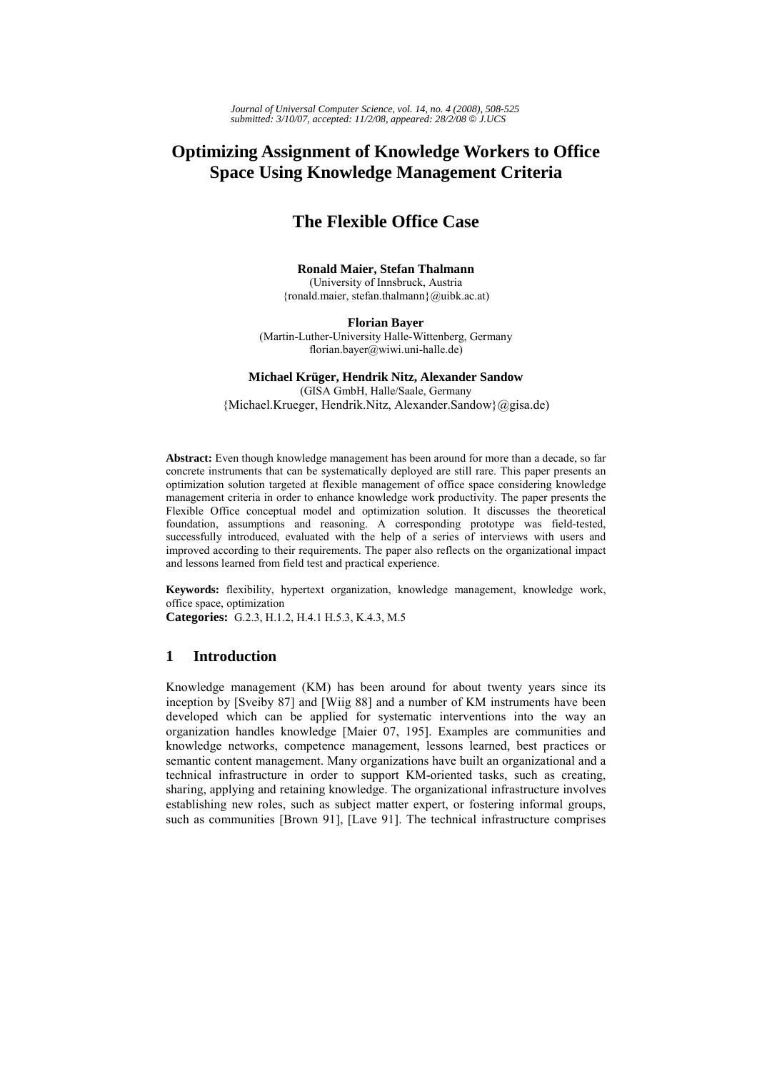# Optimizing Assignment of Knowledge Workers to Office Space Using Knowledge Management Criteria

## The Flexible Office Case

**Ronald Maier, Stefan Thalmann**
(University of Innsbruck, Austria
{ronald.maier, stefan.thalmann}@uibk.ac.at)

**Florian Bayer**
(Martin-Luther-University Halle-Wittenberg, Germany
florian.bayer@wiwi.uni-halle.de)

**Michael Krüger, Hendrik Nitz, Alexander Sandow**
(GISA GmbH, Halle/Saale, Germany
{Michael.Krueger, Hendrik.Nitz, Alexander.Sandow}@gisa.de)

**Abstract:** Even though knowledge management has been around for more than a decade, so far concrete instruments that can be systematically deployed are still rare. This paper presents an optimization solution targeted at flexible management of office space considering knowledge management criteria in order to enhance knowledge work productivity. The paper presents the Flexible Office conceptual model and optimization solution. It discusses the theoretical foundation, assumptions and reasoning. A corresponding prototype was field-tested, successfully introduced, evaluated with the help of a series of interviews with users and improved according to their requirements. The paper also reflects on the organizational impact and lessons learned from field test and practical experience.

**Keywords:** flexibility, hypertext organization, knowledge management, knowledge work, office space, optimization

**Categories:** G.2.3, H.1.2, H.4.1 H.5.3, K.4.3, M.5

## 1 Introduction

Knowledge management (KM) has been around for about twenty years since its inception by [Sveiby 87] and [Wiig 88] and a number of KM instruments have been developed which can be applied for systematic interventions into the way an organization handles knowledge [Maier 07, 195]. Examples are communities and knowledge networks, competence management, lessons learned, best practices or semantic content management. Many organizations have built an organizational and a technical infrastructure in order to support KM-oriented tasks, such as creating, sharing, applying and retaining knowledge. The organizational infrastructure involves establishing new roles, such as subject matter expert, or fostering informal groups, such as communities [Brown 91], [Lave 91]. The technical infrastructure comprises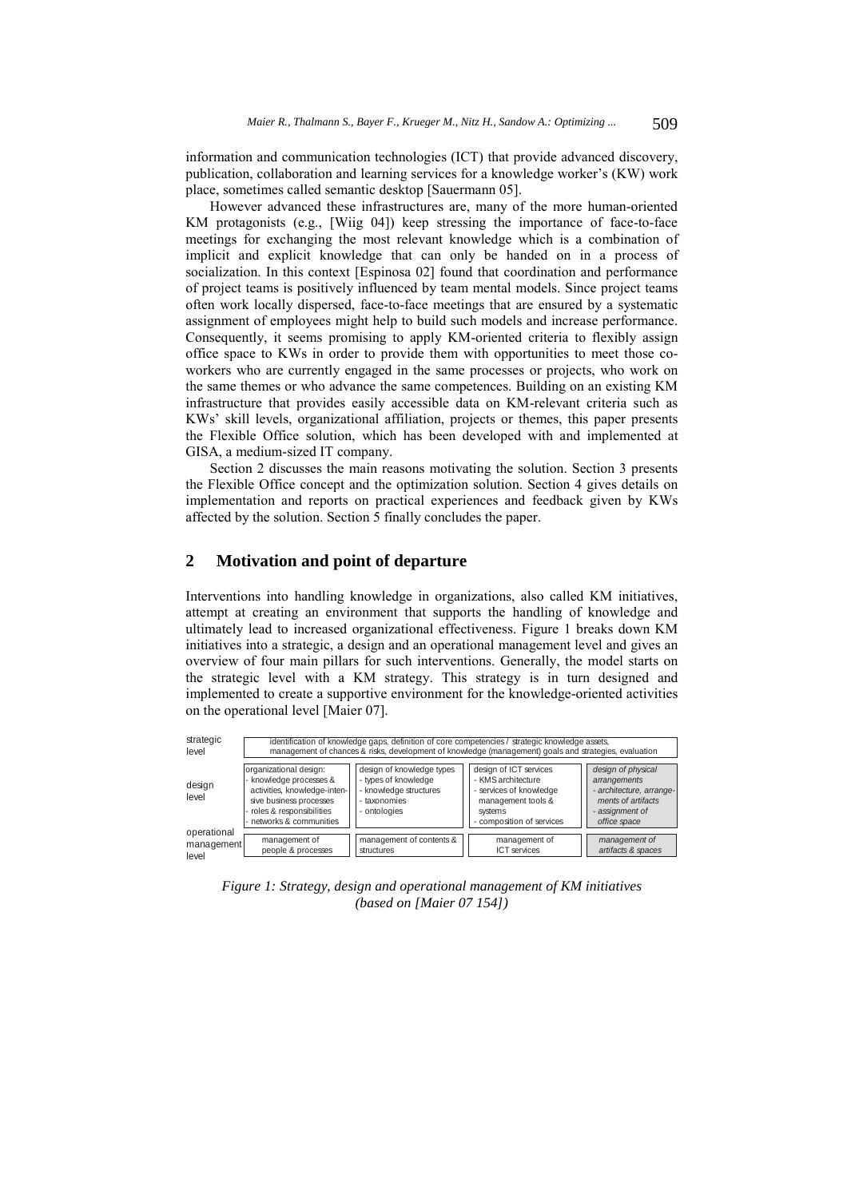information and communication technologies (ICT) that provide advanced discovery, publication, collaboration and learning services for a knowledge worker's (KW) work place, sometimes called semantic desktop [Sauermann 05].

However advanced these infrastructures are, many of the more human-oriented KM protagonists (e.g., [Wiig 04]) keep stressing the importance of face-to-face meetings for exchanging the most relevant knowledge which is a combination of implicit and explicit knowledge that can only be handed on in a process of socialization. In this context [Espinosa 02] found that coordination and performance of project teams is positively influenced by team mental models. Since project teams often work locally dispersed, face-to-face meetings that are ensured by a systematic assignment of employees might help to build such models and increase performance. Consequently, it seems promising to apply KM-oriented criteria to flexibly assign office space to KWs in order to provide them with opportunities to meet those co-workers who are currently engaged in the same processes or projects, who work on the same themes or who advance the same competences. Building on an existing KM infrastructure that provides easily accessible data on KM-relevant criteria such as KWs' skill levels, organizational affiliation, projects or themes, this paper presents the Flexible Office solution, which has been developed with and implemented at GISA, a medium-sized IT company.

Section 2 discusses the main reasons motivating the solution. Section 3 presents the Flexible Office concept and the optimization solution. Section 4 gives details on implementation and reports on practical experiences and feedback given by KWs affected by the solution. Section 5 finally concludes the paper.

## 2 Motivation and point of departure

Interventions into handling knowledge in organizations, also called KM initiatives, attempt at creating an environment that supports the handling of knowledge and ultimately lead to increased organizational effectiveness. Figure 1 breaks down KM initiatives into a strategic, a design and an operational management level and gives an overview of four main pillars for such interventions. Generally, the model starts on the strategic level with a KM strategy. This strategy is in turn designed and implemented to create a supportive environment for the knowledge-oriented activities on the operational level [Maier 07].

| | | | | |
|---|---|---|---|---|
| strategic level | identification of knowledge gaps, definition of core competencies / strategic knowledge assets, management of chances & risks, development of knowledge (management) goals and strategies, evaluation | | | |
| design level | organizational design: - knowledge processes & activities, knowledge-intensive business processes - roles & responsibilities - networks & communities | design of knowledge types - types of knowledge - knowledge structures - taxonomies - ontologies | design of ICT services - KMS architecture - services of knowledge management tools & systems - composition of services | *design of physical arrangements - architecture, arrangements of artifacts - assignment of office space* |
| operational management level | management of people & processes | management of contents & structures | management of ICT services | *management of artifacts & spaces* |

*Figure 1: Strategy, design and operational management of KM initiatives (based on [Maier 07 154])*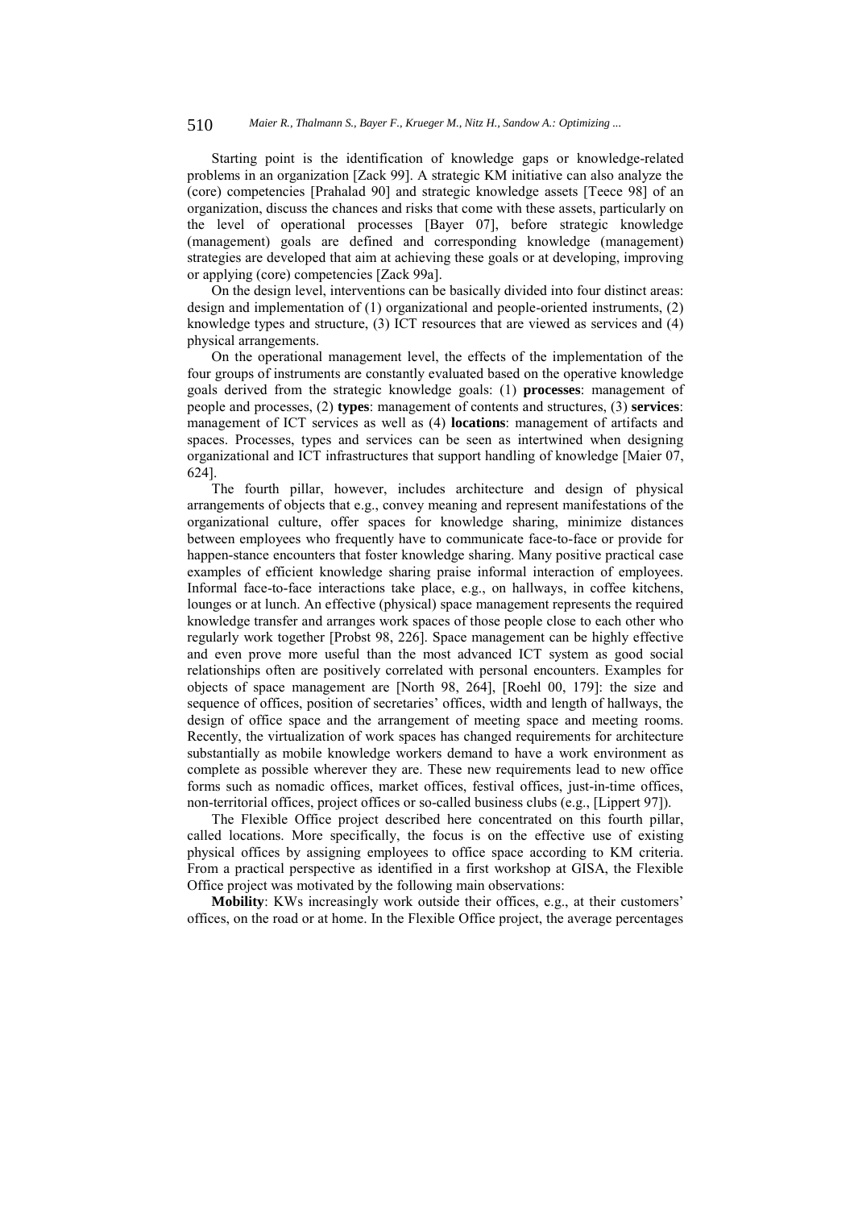Starting point is the identification of knowledge gaps or knowledge-related problems in an organization [Zack 99]. A strategic KM initiative can also analyze the (core) competencies [Prahalad 90] and strategic knowledge assets [Teece 98] of an organization, discuss the chances and risks that come with these assets, particularly on the level of operational processes [Bayer 07], before strategic knowledge (management) goals are defined and corresponding knowledge (management) strategies are developed that aim at achieving these goals or at developing, improving or applying (core) competencies [Zack 99a].

On the design level, interventions can be basically divided into four distinct areas: design and implementation of (1) organizational and people-oriented instruments, (2) knowledge types and structure, (3) ICT resources that are viewed as services and (4) physical arrangements.

On the operational management level, the effects of the implementation of the four groups of instruments are constantly evaluated based on the operative knowledge goals derived from the strategic knowledge goals: (1) **processes**: management of people and processes, (2) **types**: management of contents and structures, (3) **services**: management of ICT services as well as (4) **locations**: management of artifacts and spaces. Processes, types and services can be seen as intertwined when designing organizational and ICT infrastructures that support handling of knowledge [Maier 07, 624].

The fourth pillar, however, includes architecture and design of physical arrangements of objects that e.g., convey meaning and represent manifestations of the organizational culture, offer spaces for knowledge sharing, minimize distances between employees who frequently have to communicate face-to-face or provide for happen-stance encounters that foster knowledge sharing. Many positive practical case examples of efficient knowledge sharing praise informal interaction of employees. Informal face-to-face interactions take place, e.g., on hallways, in coffee kitchens, lounges or at lunch. An effective (physical) space management represents the required knowledge transfer and arranges work spaces of those people close to each other who regularly work together [Probst 98, 226]. Space management can be highly effective and even prove more useful than the most advanced ICT system as good social relationships often are positively correlated with personal encounters. Examples for objects of space management are [North 98, 264], [Roehl 00, 179]: the size and sequence of offices, position of secretaries' offices, width and length of hallways, the design of office space and the arrangement of meeting space and meeting rooms. Recently, the virtualization of work spaces has changed requirements for architecture substantially as mobile knowledge workers demand to have a work environment as complete as possible wherever they are. These new requirements lead to new office forms such as nomadic offices, market offices, festival offices, just-in-time offices, non-territorial offices, project offices or so-called business clubs (e.g., [Lippert 97]).

The Flexible Office project described here concentrated on this fourth pillar, called locations. More specifically, the focus is on the effective use of existing physical offices by assigning employees to office space according to KM criteria. From a practical perspective as identified in a first workshop at GISA, the Flexible Office project was motivated by the following main observations:

**Mobility**: KWs increasingly work outside their offices, e.g., at their customers' offices, on the road or at home. In the Flexible Office project, the average percentages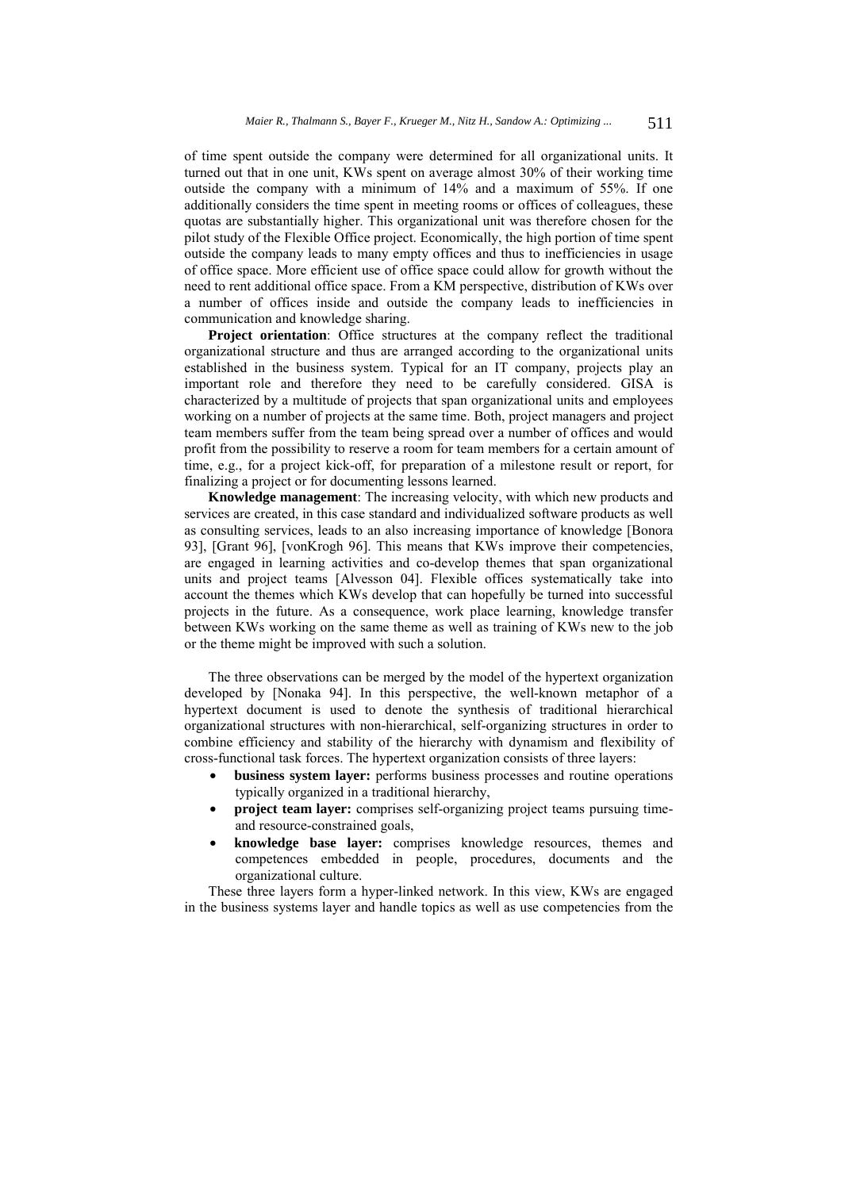of time spent outside the company were determined for all organizational units. It turned out that in one unit, KWs spent on average almost 30% of their working time outside the company with a minimum of 14% and a maximum of 55%. If one additionally considers the time spent in meeting rooms or offices of colleagues, these quotas are substantially higher. This organizational unit was therefore chosen for the pilot study of the Flexible Office project. Economically, the high portion of time spent outside the company leads to many empty offices and thus to inefficiencies in usage of office space. More efficient use of office space could allow for growth without the need to rent additional office space. From a KM perspective, distribution of KWs over a number of offices inside and outside the company leads to inefficiencies in communication and knowledge sharing.

**Project orientation**: Office structures at the company reflect the traditional organizational structure and thus are arranged according to the organizational units established in the business system. Typical for an IT company, projects play an important role and therefore they need to be carefully considered. GISA is characterized by a multitude of projects that span organizational units and employees working on a number of projects at the same time. Both, project managers and project team members suffer from the team being spread over a number of offices and would profit from the possibility to reserve a room for team members for a certain amount of time, e.g., for a project kick-off, for preparation of a milestone result or report, for finalizing a project or for documenting lessons learned.

**Knowledge management**: The increasing velocity, with which new products and services are created, in this case standard and individualized software products as well as consulting services, leads to an also increasing importance of knowledge [Bonora 93], [Grant 96], [vonKrogh 96]. This means that KWs improve their competencies, are engaged in learning activities and co-develop themes that span organizational units and project teams [Alvesson 04]. Flexible offices systematically take into account the themes which KWs develop that can hopefully be turned into successful projects in the future. As a consequence, work place learning, knowledge transfer between KWs working on the same theme as well as training of KWs new to the job or the theme might be improved with such a solution.

The three observations can be merged by the model of the hypertext organization developed by [Nonaka 94]. In this perspective, the well-known metaphor of a hypertext document is used to denote the synthesis of traditional hierarchical organizational structures with non-hierarchical, self-organizing structures in order to combine efficiency and stability of the hierarchy with dynamism and flexibility of cross-functional task forces. The hypertext organization consists of three layers:

- **business system layer:** performs business processes and routine operations typically organized in a traditional hierarchy,
- **project team layer:** comprises self-organizing project teams pursuing time- and resource-constrained goals,
- **knowledge base layer:** comprises knowledge resources, themes and competences embedded in people, procedures, documents and the organizational culture.

These three layers form a hyper-linked network. In this view, KWs are engaged in the business systems layer and handle topics as well as use competencies from the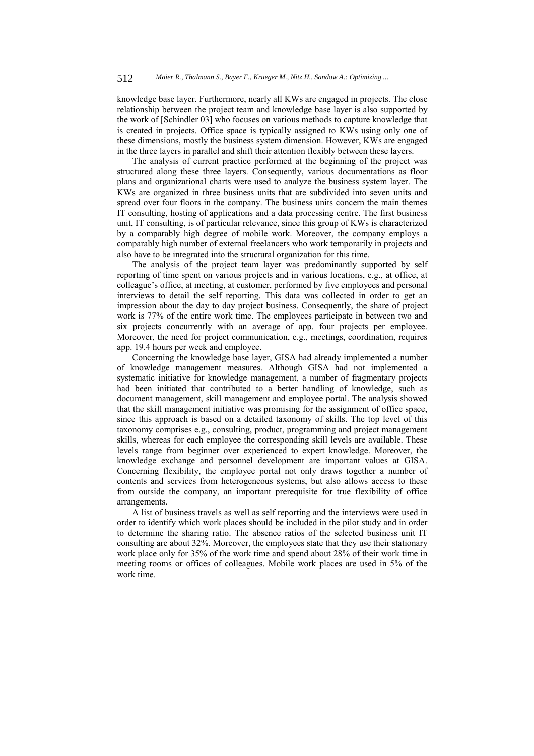knowledge base layer. Furthermore, nearly all KWs are engaged in projects. The close relationship between the project team and knowledge base layer is also supported by the work of [Schindler 03] who focuses on various methods to capture knowledge that is created in projects. Office space is typically assigned to KWs using only one of these dimensions, mostly the business system dimension. However, KWs are engaged in the three layers in parallel and shift their attention flexibly between these layers.

The analysis of current practice performed at the beginning of the project was structured along these three layers. Consequently, various documentations as floor plans and organizational charts were used to analyze the business system layer. The KWs are organized in three business units that are subdivided into seven units and spread over four floors in the company. The business units concern the main themes IT consulting, hosting of applications and a data processing centre. The first business unit, IT consulting, is of particular relevance, since this group of KWs is characterized by a comparably high degree of mobile work. Moreover, the company employs a comparably high number of external freelancers who work temporarily in projects and also have to be integrated into the structural organization for this time.

The analysis of the project team layer was predominantly supported by self reporting of time spent on various projects and in various locations, e.g., at office, at colleague's office, at meeting, at customer, performed by five employees and personal interviews to detail the self reporting. This data was collected in order to get an impression about the day to day project business. Consequently, the share of project work is 77% of the entire work time. The employees participate in between two and six projects concurrently with an average of app. four projects per employee. Moreover, the need for project communication, e.g., meetings, coordination, requires app. 19.4 hours per week and employee.

Concerning the knowledge base layer, GISA had already implemented a number of knowledge management measures. Although GISA had not implemented a systematic initiative for knowledge management, a number of fragmentary projects had been initiated that contributed to a better handling of knowledge, such as document management, skill management and employee portal. The analysis showed that the skill management initiative was promising for the assignment of office space, since this approach is based on a detailed taxonomy of skills. The top level of this taxonomy comprises e.g., consulting, product, programming and project management skills, whereas for each employee the corresponding skill levels are available. These levels range from beginner over experienced to expert knowledge. Moreover, the knowledge exchange and personnel development are important values at GISA. Concerning flexibility, the employee portal not only draws together a number of contents and services from heterogeneous systems, but also allows access to these from outside the company, an important prerequisite for true flexibility of office arrangements.

A list of business travels as well as self reporting and the interviews were used in order to identify which work places should be included in the pilot study and in order to determine the sharing ratio. The absence ratios of the selected business unit IT consulting are about 32%. Moreover, the employees state that they use their stationary work place only for 35% of the work time and spend about 28% of their work time in meeting rooms or offices of colleagues. Mobile work places are used in 5% of the work time.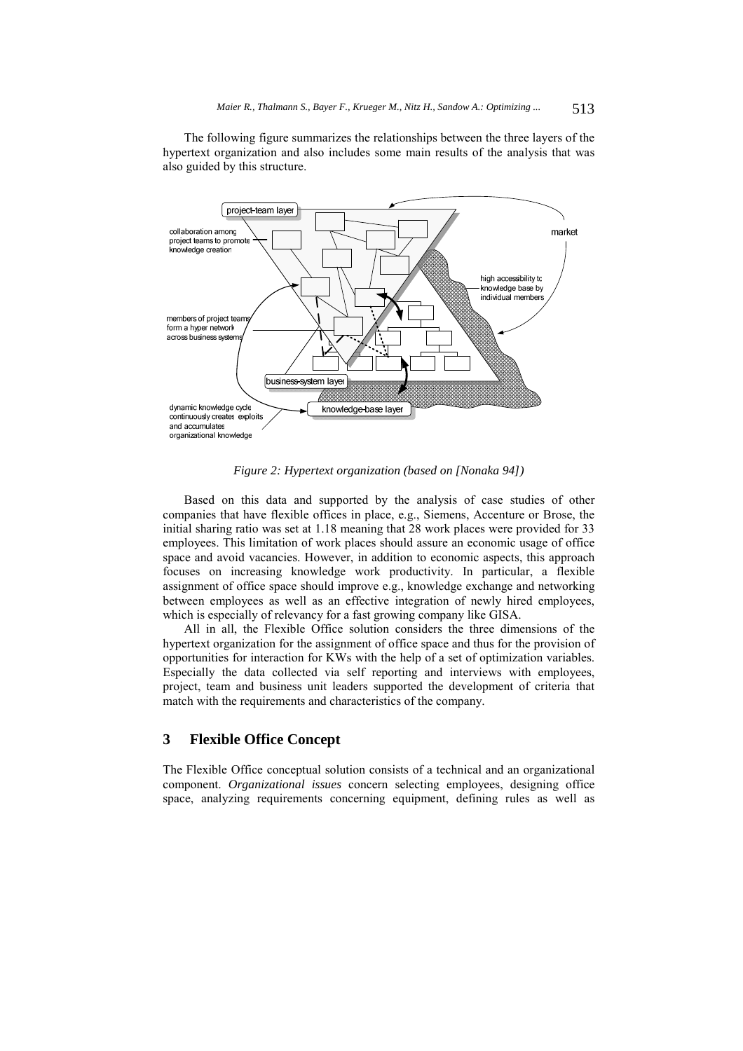The following figure summarizes the relationships between the three layers of the hypertext organization and also includes some main results of the analysis that was also guided by this structure.

*Figure 2: Hypertext organization (based on [Nonaka 94])*

Based on this data and supported by the analysis of case studies of other companies that have flexible offices in place, e.g., Siemens, Accenture or Brose, the initial sharing ratio was set at 1.18 meaning that 28 work places were provided for 33 employees. This limitation of work places should assure an economic usage of office space and avoid vacancies. However, in addition to economic aspects, this approach focuses on increasing knowledge work productivity. In particular, a flexible assignment of office space should improve e.g., knowledge exchange and networking between employees as well as an effective integration of newly hired employees, which is especially of relevancy for a fast growing company like GISA.

All in all, the Flexible Office solution considers the three dimensions of the hypertext organization for the assignment of office space and thus for the provision of opportunities for interaction for KWs with the help of a set of optimization variables. Especially the data collected via self reporting and interviews with employees, project, team and business unit leaders supported the development of criteria that match with the requirements and characteristics of the company.

## 3 Flexible Office Concept

The Flexible Office conceptual solution consists of a technical and an organizational component. *Organizational issues* concern selecting employees, designing office space, analyzing requirements concerning equipment, defining rules as well as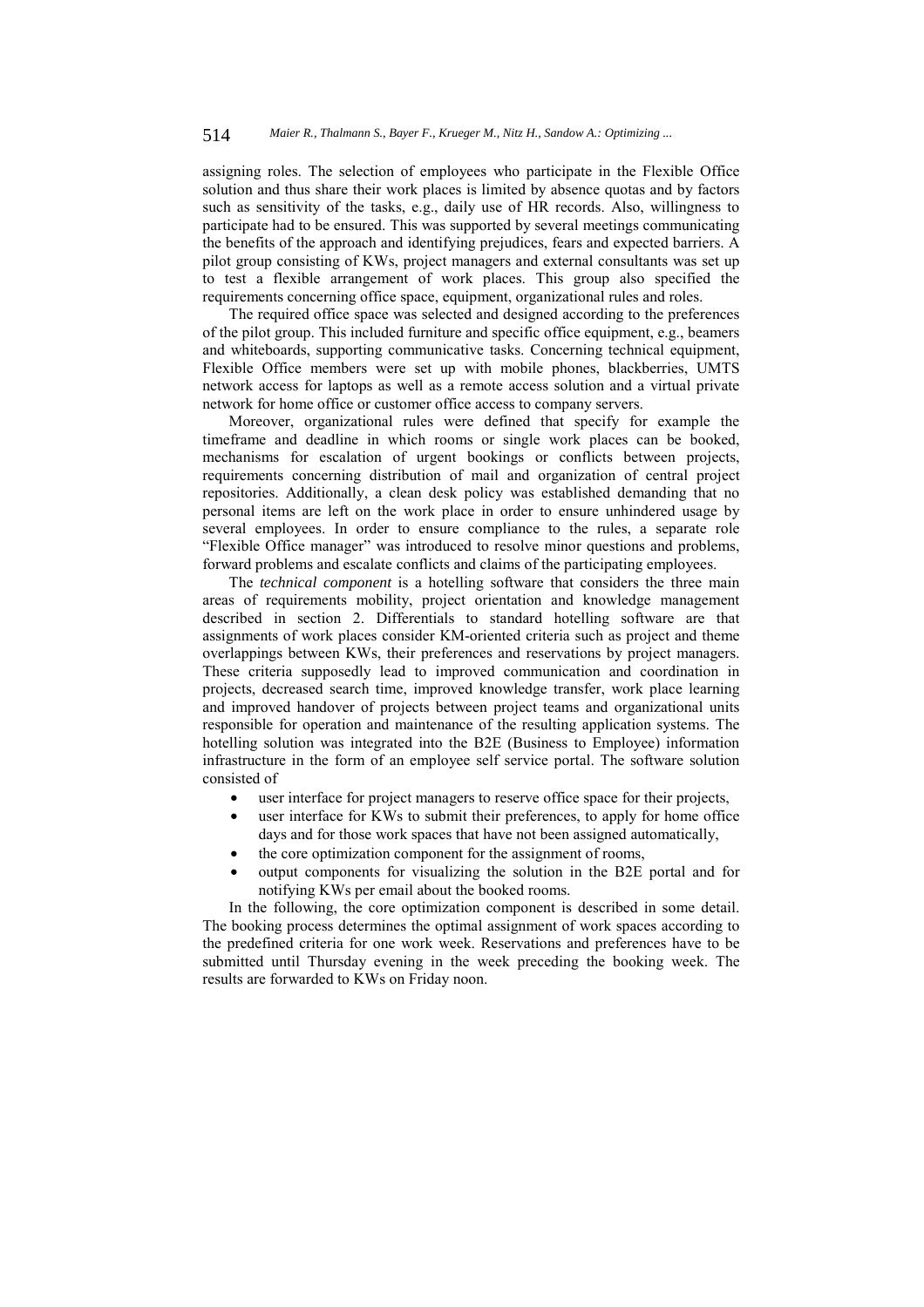assigning roles. The selection of employees who participate in the Flexible Office solution and thus share their work places is limited by absence quotas and by factors such as sensitivity of the tasks, e.g., daily use of HR records. Also, willingness to participate had to be ensured. This was supported by several meetings communicating the benefits of the approach and identifying prejudices, fears and expected barriers. A pilot group consisting of KWs, project managers and external consultants was set up to test a flexible arrangement of work places. This group also specified the requirements concerning office space, equipment, organizational rules and roles.

The required office space was selected and designed according to the preferences of the pilot group. This included furniture and specific office equipment, e.g., beamers and whiteboards, supporting communicative tasks. Concerning technical equipment, Flexible Office members were set up with mobile phones, blackberries, UMTS network access for laptops as well as a remote access solution and a virtual private network for home office or customer office access to company servers.

Moreover, organizational rules were defined that specify for example the timeframe and deadline in which rooms or single work places can be booked, mechanisms for escalation of urgent bookings or conflicts between projects, requirements concerning distribution of mail and organization of central project repositories. Additionally, a clean desk policy was established demanding that no personal items are left on the work place in order to ensure unhindered usage by several employees. In order to ensure compliance to the rules, a separate role "Flexible Office manager" was introduced to resolve minor questions and problems, forward problems and escalate conflicts and claims of the participating employees.

The *technical component* is a hotelling software that considers the three main areas of requirements mobility, project orientation and knowledge management described in section 2. Differentials to standard hotelling software are that assignments of work places consider KM-oriented criteria such as project and theme overlappings between KWs, their preferences and reservations by project managers. These criteria supposedly lead to improved communication and coordination in projects, decreased search time, improved knowledge transfer, work place learning and improved handover of projects between project teams and organizational units responsible for operation and maintenance of the resulting application systems. The hotelling solution was integrated into the B2E (Business to Employee) information infrastructure in the form of an employee self service portal. The software solution consisted of

- user interface for project managers to reserve office space for their projects,
- user interface for KWs to submit their preferences, to apply for home office days and for those work spaces that have not been assigned automatically,
- the core optimization component for the assignment of rooms,
- output components for visualizing the solution in the B2E portal and for notifying KWs per email about the booked rooms.

In the following, the core optimization component is described in some detail. The booking process determines the optimal assignment of work spaces according to the predefined criteria for one work week. Reservations and preferences have to be submitted until Thursday evening in the week preceding the booking week. The results are forwarded to KWs on Friday noon.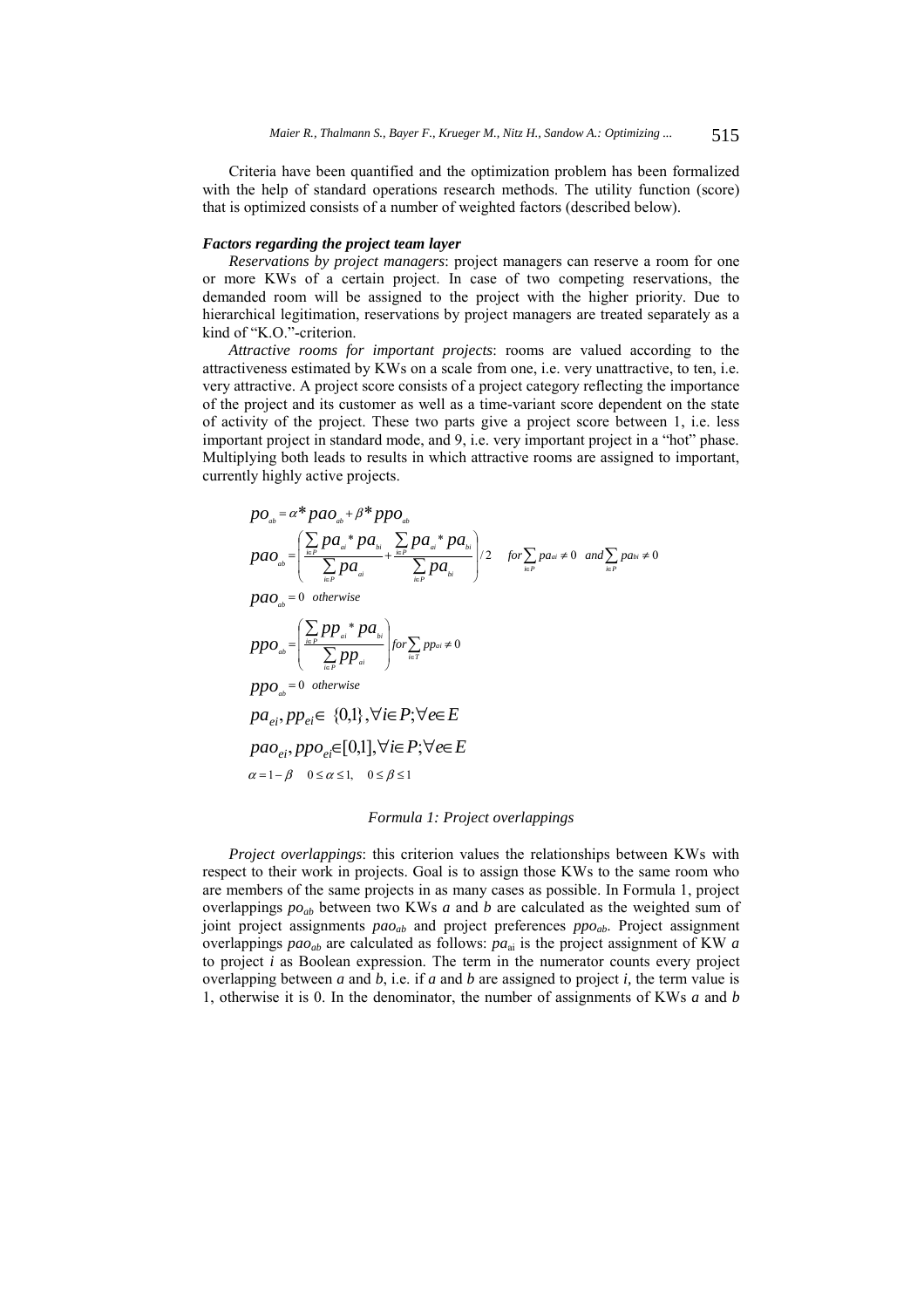Criteria have been quantified and the optimization problem has been formalized with the help of standard operations research methods. The utility function (score) that is optimized consists of a number of weighted factors (described below).

### *Factors regarding the project team layer*

*Reservations by project managers*: project managers can reserve a room for one or more KWs of a certain project. In case of two competing reservations, the demanded room will be assigned to the project with the higher priority. Due to hierarchical legitimation, reservations by project managers are treated separately as a kind of "K.O."-criterion.

*Attractive rooms for important projects*: rooms are valued according to the attractiveness estimated by KWs on a scale from one, i.e. very unattractive, to ten, i.e. very attractive. A project score consists of a project category reflecting the importance of the project and its customer as well as a time-variant score dependent on the state of activity of the project. These two parts give a project score between 1, i.e. less important project in standard mode, and 9, i.e. very important project in a "hot" phase. Multiplying both leads to results in which attractive rooms are assigned to important, currently highly active projects.

$$po_{ab} = \alpha * pao_{ab} + \beta * ppo_{ab}$$

$$pao_{ab} = \left( \frac{\sum_{i \in P} pa_{ai} * pa_{bi}}{\sum_{i \in P} pa_{ai}} + \frac{\sum_{i \in P} pa_{ai} * pa_{bi}}{\sum_{i \in P} pa_{bi}} \right) / 2 \quad for \sum_{i \in P} pa_{ai} \neq 0 \quad and \sum_{i \in P} pa_{bi} \neq 0$$

$$pao_{ab} = 0 \quad otherwise$$

$$ppo_{ab} = \left( \frac{\sum_{i \in P} pp_{ai} * pa_{bi}}{\sum_{i \in P} pp_{ai}} \right) for \sum_{i \in T} pp_{ai} \neq 0$$

$$ppo_{ab} = 0 \quad otherwise$$

$$pa_{ei}, pp_{ei} \in \{0,1\}, \forall i \in P; \forall e \in E$$

$$pao_{ei}, ppo_{ei} \in [0,1], \forall i \in P; \forall e \in E$$

$$\alpha = 1 - \beta \quad 0 \leq \alpha \leq 1, \quad 0 \leq \beta \leq 1$$

*Formula 1: Project overlappings*

*Project overlappings*: this criterion values the relationships between KWs with respect to their work in projects. Goal is to assign those KWs to the same room who are members of the same projects in as many cases as possible. In Formula 1, project overlappings $po_{ab}$ between two KWs $a$ and $b$ are calculated as the weighted sum of joint project assignments $pao_{ab}$ and project preferences $ppo_{ab}$. Project assignment overlappings $pao_{ab}$ are calculated as follows: $pa_{ai}$ is the project assignment of KW $a$ to project $i$ as Boolean expression. The term in the numerator counts every project overlapping between $a$ and $b$, i.e. if $a$ and $b$ are assigned to project $i$, the term value is 1, otherwise it is 0. In the denominator, the number of assignments of KWs $a$ and $b$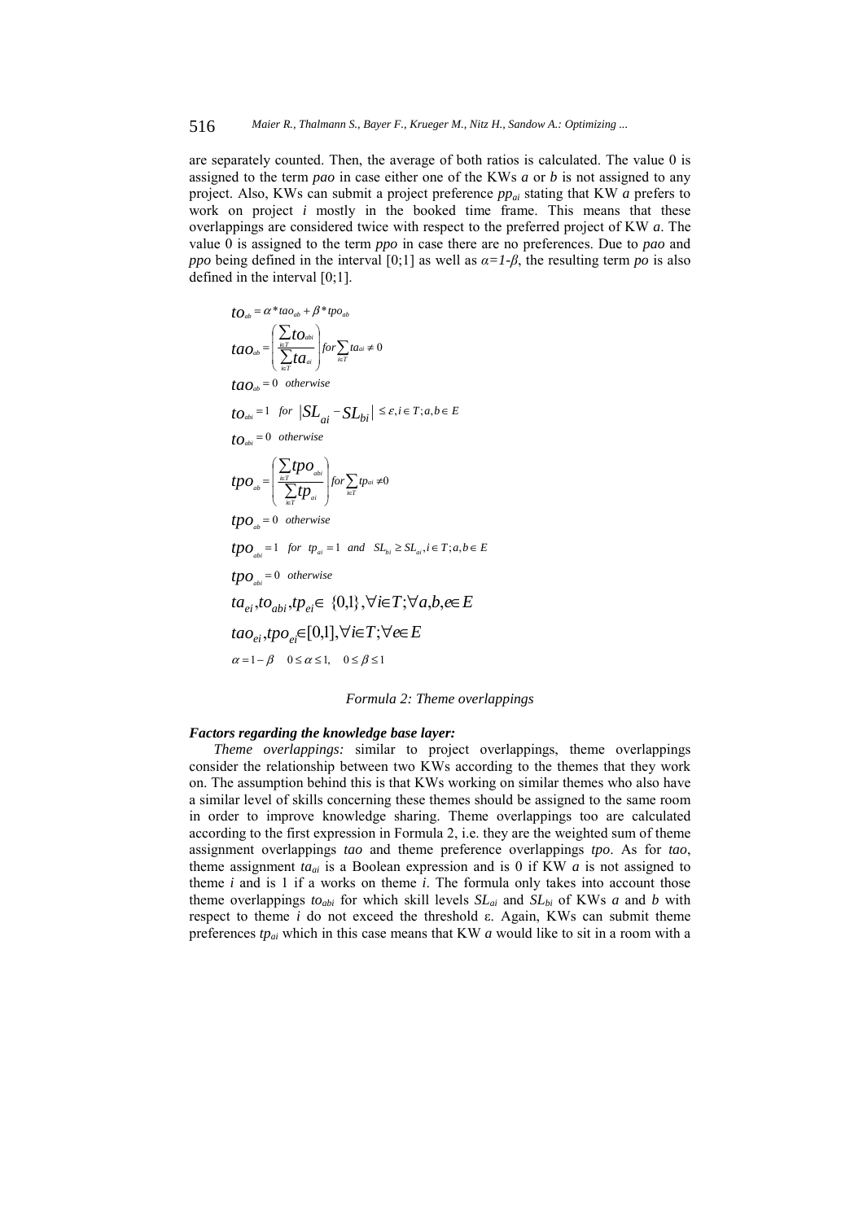are separately counted. Then, the average of both ratios is calculated. The value 0 is assigned to the term *pao* in case either one of the KWs *a* or *b* is not assigned to any project. Also, KWs can submit a project preference $pp_{ai}$ stating that KW *a* prefers to work on project *i* mostly in the booked time frame. This means that these overlappings are considered twice with respect to the preferred project of KW *a*. The value 0 is assigned to the term *ppo* in case there are no preferences. Due to *pao* and *ppo* being defined in the interval [0;1] as well as $\alpha=1-\beta$, the resulting term *po* is also defined in the interval [0;1].

$$to_{ab} = \alpha * tao_{ab} + \beta * tpo_{ab}$$

$$tao_{ab} = \left( \frac{\sum_{i \in T} to_{abi}}{\sum_{i \in T} ta_{ai}} \right) for \sum_{i \in T} ta_{ai} \neq 0$$

$$tao_{ab} = 0 \quad otherwise$$

$$to_{abi} = 1 \quad for \quad |SL_{ai} - SL_{bi}| \leq \varepsilon, i \in T; a,b \in E$$

$$to_{abi} = 0 \quad otherwise$$

$$tpo_{ab} = \left( \frac{\sum_{i \in T} tpo_{abi}}{\sum_{i \in T} tp_{ai}} \right) for \sum_{i \in T} tp_{ai} \neq 0$$

$$tpo_{ab} = 0 \quad otherwise$$

$$tpo_{abi} = 1 \quad for \quad tp_{ai} = 1 \quad and \quad SL_{bi} \geq SL_{ai}, i \in T; a,b \in E$$

$$tpo_{abi} = 0 \quad otherwise$$

$$ta_{ei}, to_{abi}, tp_{ei} \in \{0,1\}, \forall i \in T; \forall a,b,e \in E$$

$$tao_{ei}, tpo_{ei} \in [0,1], \forall i \in T; \forall e \in E$$

$$\alpha = 1 - \beta \quad 0 \leq \alpha \leq 1, \quad 0 \leq \beta \leq 1$$

*Formula 2: Theme overlappings*

***Factors regarding the knowledge base layer:***

*Theme overlappings:* similar to project overlappings, theme overlappings consider the relationship between two KWs according to the themes that they work on. The assumption behind this is that KWs working on similar themes who also have a similar level of skills concerning these themes should be assigned to the same room in order to improve knowledge sharing. Theme overlappings too are calculated according to the first expression in Formula 2, i.e. they are the weighted sum of theme assignment overlappings *tao* and theme preference overlappings *tpo*. As for *tao*, theme assignment $ta_{ai}$ is a Boolean expression and is 0 if KW *a* is not assigned to theme *i* and is 1 if a works on theme *i*. The formula only takes into account those theme overlappings $to_{abi}$ for which skill levels $SL_{ai}$ and $SL_{bi}$ of KWs *a* and *b* with respect to theme *i* do not exceed the threshold ε. Again, KWs can submit theme preferences $tp_{ai}$ which in this case means that KW *a* would like to sit in a room with a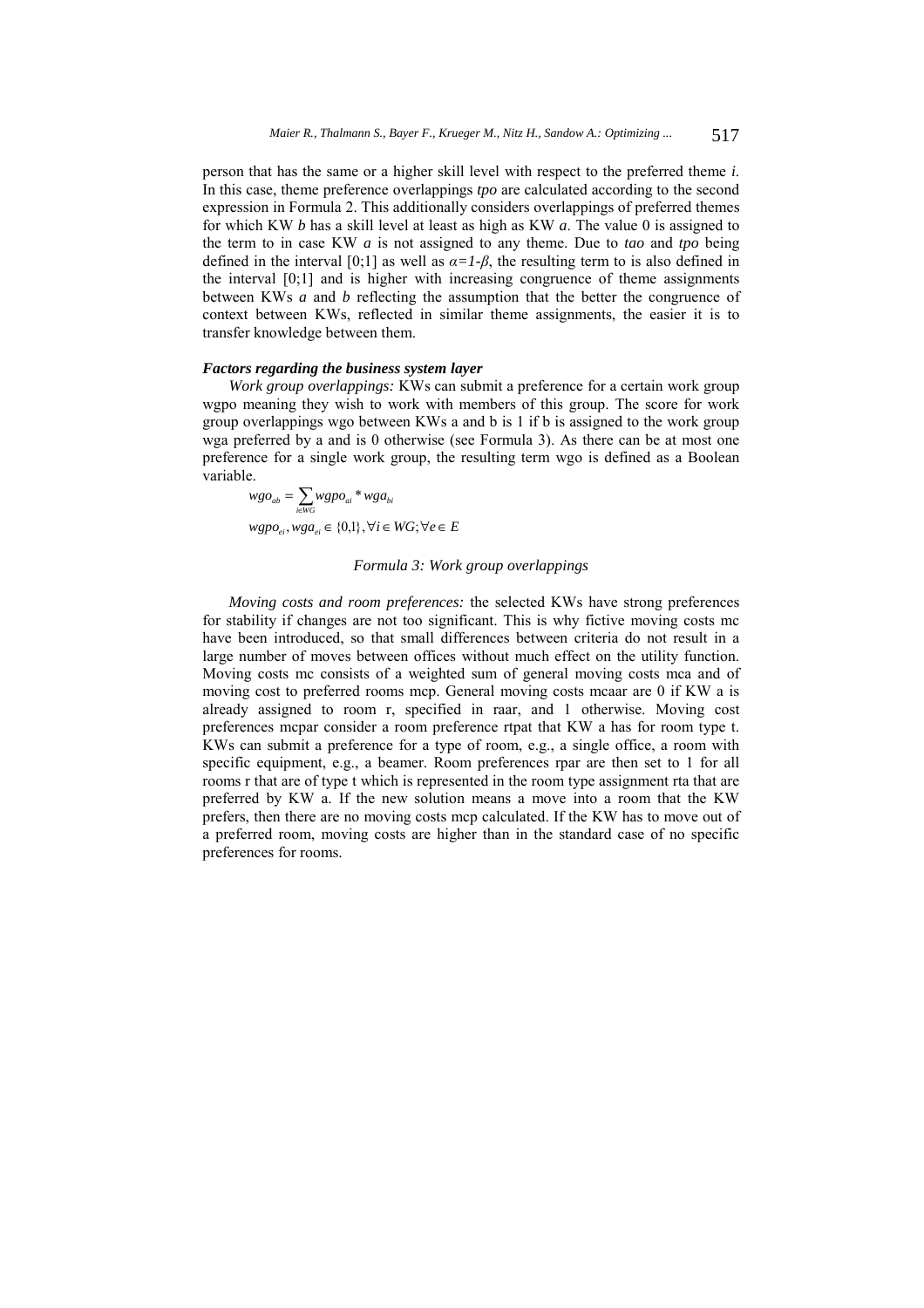person that has the same or a higher skill level with respect to the preferred theme *i*. In this case, theme preference overlappings *tpo* are calculated according to the second expression in Formula 2. This additionally considers overlappings of preferred themes for which KW *b* has a skill level at least as high as KW *a*. The value 0 is assigned to the term to in case KW *a* is not assigned to any theme. Due to *tao* and *tpo* being defined in the interval [0;1] as well as $\alpha=1-\beta$, the resulting term to is also defined in the interval [0;1] and is higher with increasing congruence of theme assignments between KWs *a* and *b* reflecting the assumption that the better the congruence of context between KWs, reflected in similar theme assignments, the easier it is to transfer knowledge between them.

***Factors regarding the business system layer***

*Work group overlappings:* KWs can submit a preference for a certain work group wgpo meaning they wish to work with members of this group. The score for work group overlappings wgo between KWs a and b is 1 if b is assigned to the work group wga preferred by a and is 0 otherwise (see Formula 3). As there can be at most one preference for a single work group, the resulting term wgo is defined as a Boolean variable.

$$wgo_{ab} = \sum_{i \in WG} wgpo_{ai} * wga_{bi}$$

$$wgpo_{ei}, wga_{ei} \in \{0,1\}, \forall i \in WG; \forall e \in E$$

*Formula 3: Work group overlappings*

*Moving costs and room preferences:* the selected KWs have strong preferences for stability if changes are not too significant. This is why fictive moving costs mc have been introduced, so that small differences between criteria do not result in a large number of moves between offices without much effect on the utility function. Moving costs mc consists of a weighted sum of general moving costs mca and of moving cost to preferred rooms mcp. General moving costs mcaar are 0 if KW a is already assigned to room r, specified in raar, and 1 otherwise. Moving cost preferences mcpar consider a room preference rtpat that KW a has for room type t. KWs can submit a preference for a type of room, e.g., a single office, a room with specific equipment, e.g., a beamer. Room preferences rpar are then set to 1 for all rooms r that are of type t which is represented in the room type assignment rta that are preferred by KW a. If the new solution means a move into a room that the KW prefers, then there are no moving costs mcp calculated. If the KW has to move out of a preferred room, moving costs are higher than in the standard case of no specific preferences for rooms.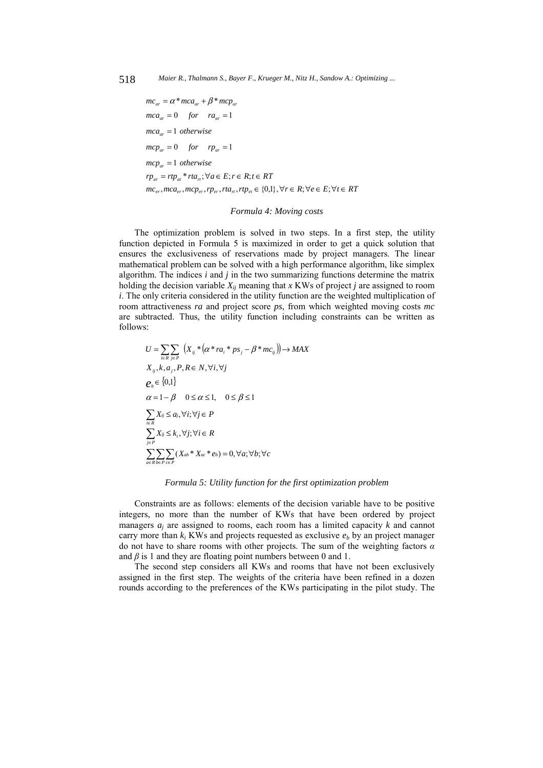$$mc_{ar} = \alpha * mca_{ar} + \beta * mcp_{ar}$$

$$mca_{ar} = 0 \quad for \quad ra_{ar} = 1$$

$$mca_{ar} = 1 \ otherwise$$

$$mcp_{ar} = 0 \quad for \quad rp_{ar} = 1$$

$$mcp_{ar} = 1 \ otherwise$$

$$rp_{ar} = rtp_{at} * rta_{rt}; \forall a \in E; r \in R; t \in RT$$

$$mc_{er}, mca_{er}, mcp_{er}, rp_{er}, rta_{rt}, rtp_{et} \in \{0,1\}, \forall r \in R; \forall e \in E; \forall t \in RT$$

*Formula 4: Moving costs*

The optimization problem is solved in two steps. In a first step, the utility function depicted in Formula 5 is maximized in order to get a quick solution that ensures the exclusiveness of reservations made by project managers. The linear mathematical problem can be solved with a high performance algorithm, like simplex algorithm. The indices *i* and *j* in the two summarizing functions determine the matrix holding the decision variable $X_{ij}$ meaning that *x* KWs of project *j* are assigned to room *i*. The only criteria considered in the utility function are the weighted multiplication of room attractiveness *ra* and project score *ps*, from which weighted moving costs *mc* are subtracted. Thus, the utility function including constraints can be written as follows:

$$U = \sum_{i \in R} \sum_{j \in P} \left( X_{ij} * \left( \alpha * ra_i * ps_j - \beta * mc_{ij} \right) \right) \rightarrow MAX$$

$$X_{ij}, k, a_j, P, R \in N, \forall i, \forall j$$

$$e_b \in \{0,1\}$$

$$\alpha = 1 - \beta \quad 0 \leq \alpha \leq 1, \quad 0 \leq \beta \leq 1$$

$$\sum_{i \in R} X_{ij} \leq a_j, \forall i; \forall j \in P$$

$$\sum_{j \in P} X_{ij} \leq k_i, \forall j; \forall i \in R$$

$$\sum_{a \in R} \sum_{b \in P} \sum_{c \in P} (X_{ab} * X_{ac} * e_b) = 0, \forall a; \forall b; \forall c$$

*Formula 5: Utility function for the first optimization problem*

Constraints are as follows: elements of the decision variable have to be positive integers, no more than the number of KWs that have been ordered by project managers $a_j$ are assigned to rooms, each room has a limited capacity *k* and cannot carry more than $k_i$ KWs and projects requested as exclusive $e_b$ by an project manager do not have to share rooms with other projects. The sum of the weighting factors $\alpha$ and $\beta$ is 1 and they are floating point numbers between 0 and 1.

The second step considers all KWs and rooms that have not been exclusively assigned in the first step. The weights of the criteria have been refined in a dozen rounds according to the preferences of the KWs participating in the pilot study. The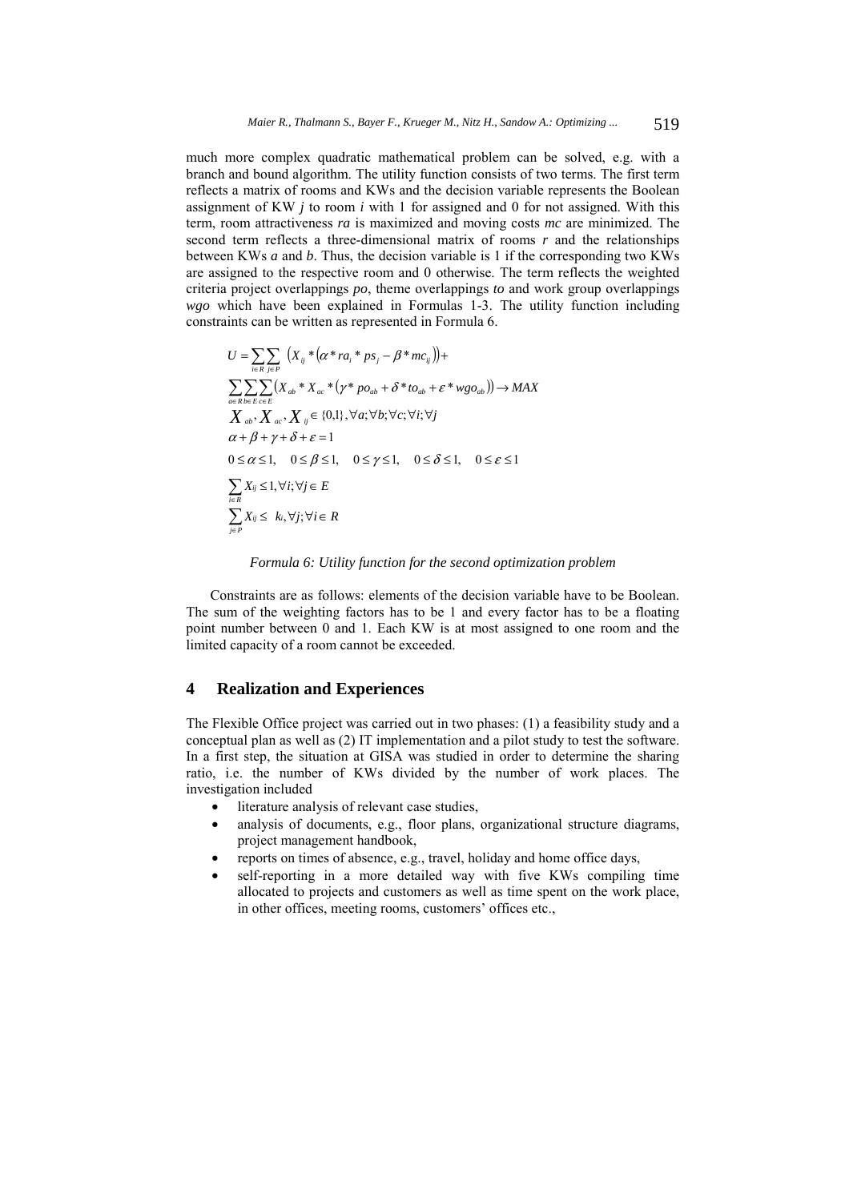much more complex quadratic mathematical problem can be solved, e.g. with a branch and bound algorithm. The utility function consists of two terms. The first term reflects a matrix of rooms and KWs and the decision variable represents the Boolean assignment of KW *j* to room *i* with 1 for assigned and 0 for not assigned. With this term, room attractiveness *ra* is maximized and moving costs *mc* are minimized. The second term reflects a three-dimensional matrix of rooms *r* and the relationships between KWs *a* and *b*. Thus, the decision variable is 1 if the corresponding two KWs are assigned to the respective room and 0 otherwise. The term reflects the weighted criteria project overlappings *po*, theme overlappings *to* and work group overlappings *wgo* which have been explained in Formulas 1-3. The utility function including constraints can be written as represented in Formula 6.

$$
\begin{aligned}
U &= \sum_{i\in R}\sum_{j\in P} \left(X_{ij} * \left(\alpha * ra_i * ps_j - \beta * mc_{ij}\right)\right) + \\
&\sum_{a\in R}\sum_{b\in E}\sum_{c\in E} \left(X_{ab} * X_{ac} * \left(\gamma * po_{ab} + \delta * to_{ab} + \varepsilon * wgo_{ab}\right)\right) \rightarrow MAX \\
& X_{ab}, X_{ac}, X_{ij} \in \{0,1\}, \forall a; \forall b; \forall c; \forall i; \forall j \\
& \alpha + \beta + \gamma + \delta + \varepsilon = 1 \\
& 0 \le \alpha \le 1, \quad 0 \le \beta \le 1, \quad 0 \le \gamma \le 1, \quad 0 \le \delta \le 1, \quad 0 \le \varepsilon \le 1 \\
& \sum_{i\in R} X_{ij} \le 1, \forall i; \forall j \in E \\
& \sum_{j\in P} X_{ij} \le k_i, \forall j; \forall i \in R
\end{aligned}
$$

*Formula 6: Utility function for the second optimization problem*

Constraints are as follows: elements of the decision variable have to be Boolean. The sum of the weighting factors has to be 1 and every factor has to be a floating point number between 0 and 1. Each KW is at most assigned to one room and the limited capacity of a room cannot be exceeded.

## 4 Realization and Experiences

The Flexible Office project was carried out in two phases: (1) a feasibility study and a conceptual plan as well as (2) IT implementation and a pilot study to test the software. In a first step, the situation at GISA was studied in order to determine the sharing ratio, i.e. the number of KWs divided by the number of work places. The investigation included

- literature analysis of relevant case studies,
- analysis of documents, e.g., floor plans, organizational structure diagrams, project management handbook,
- reports on times of absence, e.g., travel, holiday and home office days,
- self-reporting in a more detailed way with five KWs compiling time allocated to projects and customers as well as time spent on the work place, in other offices, meeting rooms, customers' offices etc.,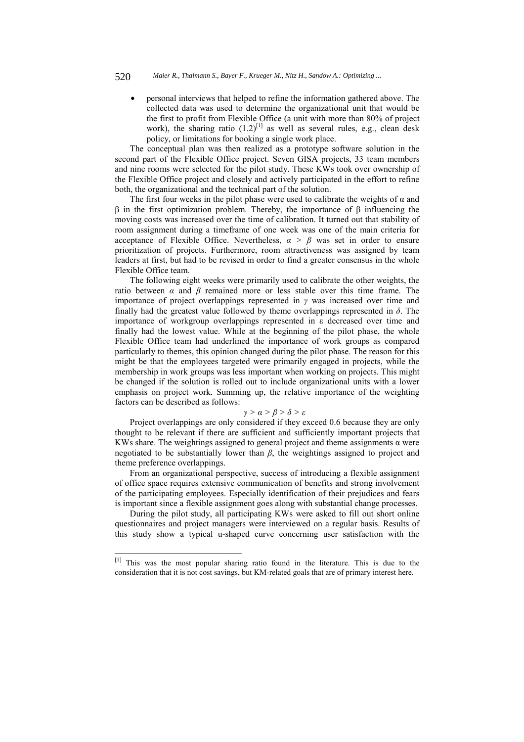- personal interviews that helped to refine the information gathered above. The collected data was used to determine the organizational unit that would be the first to profit from Flexible Office (a unit with more than 80% of project work), the sharing ratio (1.2)[1] as well as several rules, e.g., clean desk policy, or limitations for booking a single work place.

The conceptual plan was then realized as a prototype software solution in the second part of the Flexible Office project. Seven GISA projects, 33 team members and nine rooms were selected for the pilot study. These KWs took over ownership of the Flexible Office project and closely and actively participated in the effort to refine both, the organizational and the technical part of the solution.

The first four weeks in the pilot phase were used to calibrate the weights of $\alpha$ and $\beta$ in the first optimization problem. Thereby, the importance of $\beta$ influencing the moving costs was increased over the time of calibration. It turned out that stability of room assignment during a timeframe of one week was one of the main criteria for acceptance of Flexible Office. Nevertheless, $\alpha > \beta$ was set in order to ensure prioritization of projects. Furthermore, room attractiveness was assigned by team leaders at first, but had to be revised in order to find a greater consensus in the whole Flexible Office team.

The following eight weeks were primarily used to calibrate the other weights, the ratio between $\alpha$ and $\beta$ remained more or less stable over this time frame. The importance of project overlappings represented in $\gamma$ was increased over time and finally had the greatest value followed by theme overlappings represented in $\delta$. The importance of workgroup overlappings represented in $\varepsilon$ decreased over time and finally had the lowest value. While at the beginning of the pilot phase, the whole Flexible Office team had underlined the importance of work groups as compared particularly to themes, this opinion changed during the pilot phase. The reason for this might be that the employees targeted were primarily engaged in projects, while the membership in work groups was less important when working on projects. This might be changed if the solution is rolled out to include organizational units with a lower emphasis on project work. Summing up, the relative importance of the weighting factors can be described as follows:

$$\gamma > \alpha > \beta > \delta > \varepsilon$$

Project overlappings are only considered if they exceed 0.6 because they are only thought to be relevant if there are sufficient and sufficiently important projects that KWs share. The weightings assigned to general project and theme assignments $\alpha$ were negotiated to be substantially lower than $\beta$, the weightings assigned to project and theme preference overlappings.

From an organizational perspective, success of introducing a flexible assignment of office space requires extensive communication of benefits and strong involvement of the participating employees. Especially identification of their prejudices and fears is important since a flexible assignment goes along with substantial change processes.

During the pilot study, all participating KWs were asked to fill out short online questionnaires and project managers were interviewed on a regular basis. Results of this study show a typical u-shaped curve concerning user satisfaction with the

[1] This was the most popular sharing ratio found in the literature. This is due to the consideration that it is not cost savings, but KM-related goals that are of primary interest here.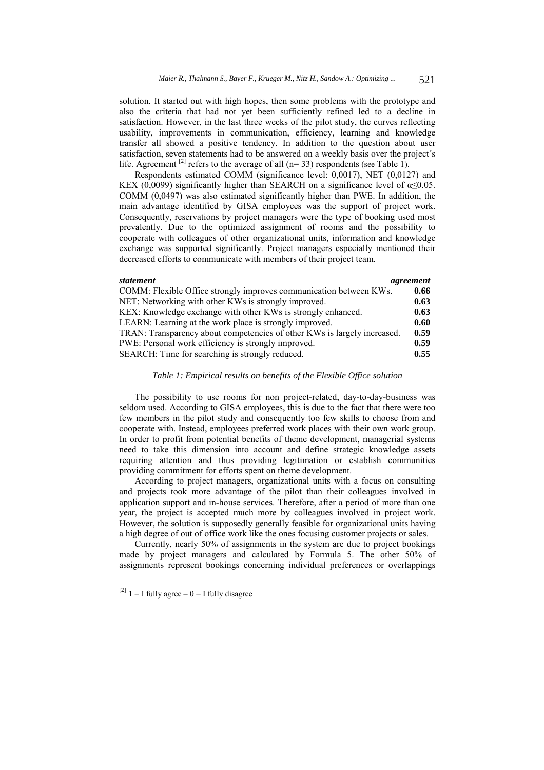solution. It started out with high hopes, then some problems with the prototype and also the criteria that had not yet been sufficiently refined led to a decline in satisfaction. However, in the last three weeks of the pilot study, the curves reflecting usability, improvements in communication, efficiency, learning and knowledge transfer all showed a positive tendency. In addition to the question about user satisfaction, seven statements had to be answered on a weekly basis over the project´s life. Agreement [2] refers to the average of all (n= 33) respondents (see Table 1).

Respondents estimated COMM (significance level: 0,0017), NET (0,0127) and KEX (0,0099) significantly higher than SEARCH on a significance level of $\alpha \leq 0.05$. COMM (0,0497) was also estimated significantly higher than PWE. In addition, the main advantage identified by GISA employees was the support of project work. Consequently, reservations by project managers were the type of booking used most prevalently. Due to the optimized assignment of rooms and the possibility to cooperate with colleagues of other organizational units, information and knowledge exchange was supported significantly. Project managers especially mentioned their decreased efforts to communicate with members of their project team.

| ***statement*** | ***agreement*** |
|---|---|
| COMM: Flexible Office strongly improves communication between KWs. | **0.66** |
| NET: Networking with other KWs is strongly improved. | **0.63** |
| KEX: Knowledge exchange with other KWs is strongly enhanced. | **0.63** |
| LEARN: Learning at the work place is strongly improved. | **0.60** |
| TRAN: Transparency about competencies of other KWs is largely increased. | **0.59** |
| PWE: Personal work efficiency is strongly improved. | **0.59** |
| SEARCH: Time for searching is strongly reduced. | **0.55** |

*Table 1: Empirical results on benefits of the Flexible Office solution*

The possibility to use rooms for non project-related, day-to-day-business was seldom used. According to GISA employees, this is due to the fact that there were too few members in the pilot study and consequently too few skills to choose from and cooperate with. Instead, employees preferred work places with their own work group. In order to profit from potential benefits of theme development, managerial systems need to take this dimension into account and define strategic knowledge assets requiring attention and thus providing legitimation or establish communities providing commitment for efforts spent on theme development.

According to project managers, organizational units with a focus on consulting and projects took more advantage of the pilot than their colleagues involved in application support and in-house services. Therefore, after a period of more than one year, the project is accepted much more by colleagues involved in project work. However, the solution is supposedly generally feasible for organizational units having a high degree of out of office work like the ones focusing customer projects or sales.

Currently, nearly 50% of assignments in the system are due to project bookings made by project managers and calculated by Formula 5. The other 50% of assignments represent bookings concerning individual preferences or overlappings

[2] 1 = I fully agree – 0 = I fully disagree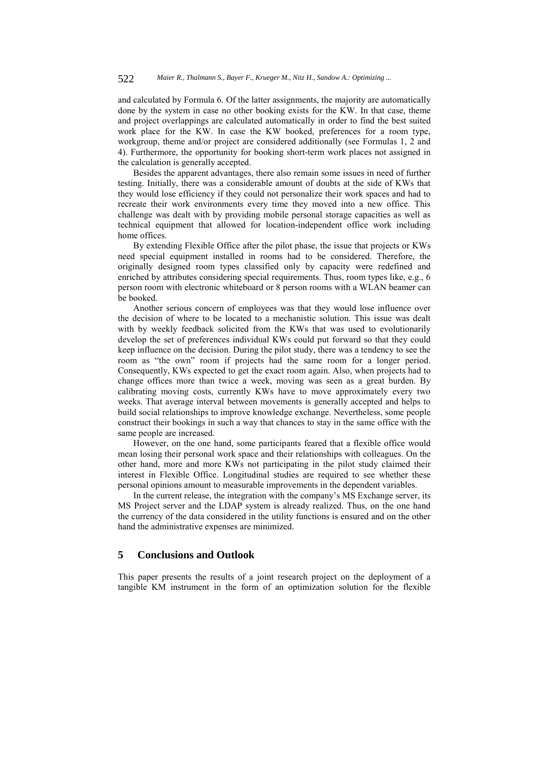and calculated by Formula 6. Of the latter assignments, the majority are automatically done by the system in case no other booking exists for the KW. In that case, theme and project overlappings are calculated automatically in order to find the best suited work place for the KW. In case the KW booked, preferences for a room type, workgroup, theme and/or project are considered additionally (see Formulas 1, 2 and 4). Furthermore, the opportunity for booking short-term work places not assigned in the calculation is generally accepted.

Besides the apparent advantages, there also remain some issues in need of further testing. Initially, there was a considerable amount of doubts at the side of KWs that they would lose efficiency if they could not personalize their work spaces and had to recreate their work environments every time they moved into a new office. This challenge was dealt with by providing mobile personal storage capacities as well as technical equipment that allowed for location-independent office work including home offices.

By extending Flexible Office after the pilot phase, the issue that projects or KWs need special equipment installed in rooms had to be considered. Therefore, the originally designed room types classified only by capacity were redefined and enriched by attributes considering special requirements. Thus, room types like, e.g., 6 person room with electronic whiteboard or 8 person rooms with a WLAN beamer can be booked.

Another serious concern of employees was that they would lose influence over the decision of where to be located to a mechanistic solution. This issue was dealt with by weekly feedback solicited from the KWs that was used to evolutionarily develop the set of preferences individual KWs could put forward so that they could keep influence on the decision. During the pilot study, there was a tendency to see the room as "the own" room if projects had the same room for a longer period. Consequently, KWs expected to get the exact room again. Also, when projects had to change offices more than twice a week, moving was seen as a great burden. By calibrating moving costs, currently KWs have to move approximately every two weeks. That average interval between movements is generally accepted and helps to build social relationships to improve knowledge exchange. Nevertheless, some people construct their bookings in such a way that chances to stay in the same office with the same people are increased.

However, on the one hand, some participants feared that a flexible office would mean losing their personal work space and their relationships with colleagues. On the other hand, more and more KWs not participating in the pilot study claimed their interest in Flexible Office. Longitudinal studies are required to see whether these personal opinions amount to measurable improvements in the dependent variables.

In the current release, the integration with the company's MS Exchange server, its MS Project server and the LDAP system is already realized. Thus, on the one hand the currency of the data considered in the utility functions is ensured and on the other hand the administrative expenses are minimized.

## 5 Conclusions and Outlook

This paper presents the results of a joint research project on the deployment of a tangible KM instrument in the form of an optimization solution for the flexible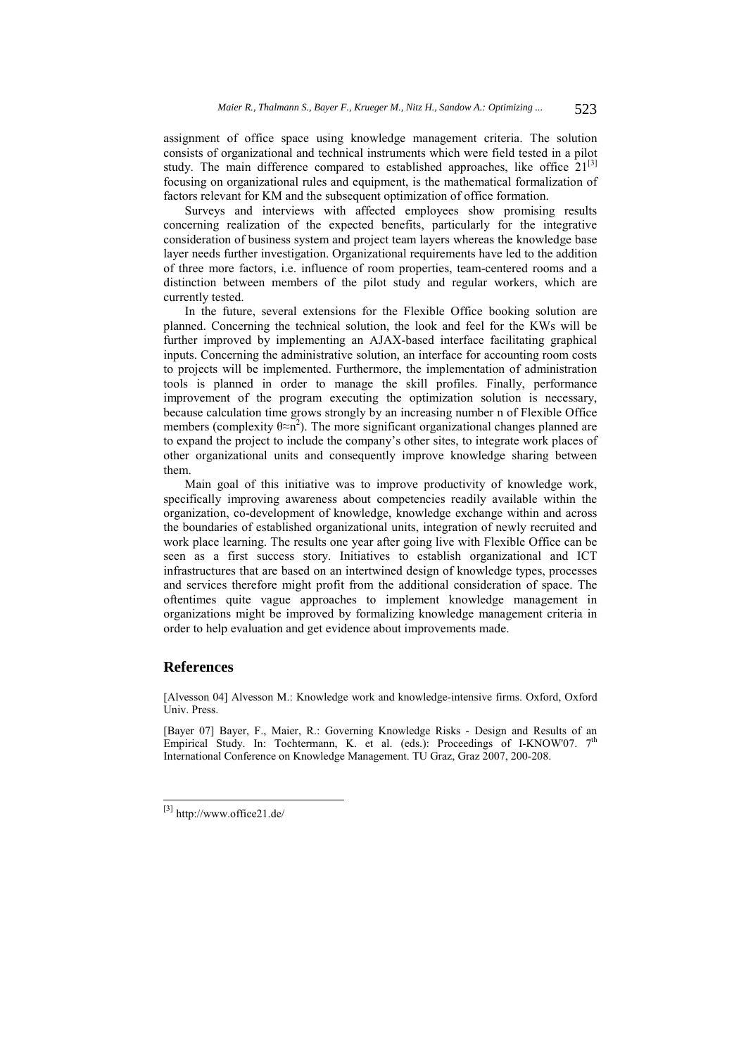assignment of office space using knowledge management criteria. The solution consists of organizational and technical instruments which were field tested in a pilot study. The main difference compared to established approaches, like office 21[3] focusing on organizational rules and equipment, is the mathematical formalization of factors relevant for KM and the subsequent optimization of office formation.

Surveys and interviews with affected employees show promising results concerning realization of the expected benefits, particularly for the integrative consideration of business system and project team layers whereas the knowledge base layer needs further investigation. Organizational requirements have led to the addition of three more factors, i.e. influence of room properties, team-centered rooms and a distinction between members of the pilot study and regular workers, which are currently tested.

In the future, several extensions for the Flexible Office booking solution are planned. Concerning the technical solution, the look and feel for the KWs will be further improved by implementing an AJAX-based interface facilitating graphical inputs. Concerning the administrative solution, an interface for accounting room costs to projects will be implemented. Furthermore, the implementation of administration tools is planned in order to manage the skill profiles. Finally, performance improvement of the program executing the optimization solution is necessary, because calculation time grows strongly by an increasing number n of Flexible Office members (complexity $\theta \approx n^2$). The more significant organizational changes planned are to expand the project to include the company's other sites, to integrate work places of other organizational units and consequently improve knowledge sharing between them.

Main goal of this initiative was to improve productivity of knowledge work, specifically improving awareness about competencies readily available within the organization, co-development of knowledge, knowledge exchange within and across the boundaries of established organizational units, integration of newly recruited and work place learning. The results one year after going live with Flexible Office can be seen as a first success story. Initiatives to establish organizational and ICT infrastructures that are based on an intertwined design of knowledge types, processes and services therefore might profit from the additional consideration of space. The oftentimes quite vague approaches to implement knowledge management in organizations might be improved by formalizing knowledge management criteria in order to help evaluation and get evidence about improvements made.

## References

[Alvesson 04] Alvesson M.: Knowledge work and knowledge-intensive firms. Oxford, Oxford Univ. Press.

[Bayer 07] Bayer, F., Maier, R.: Governing Knowledge Risks - Design and Results of an Empirical Study. In: Tochtermann, K. et al. (eds.): Proceedings of I-KNOW'07. 7th International Conference on Knowledge Management. TU Graz, Graz 2007, 200-208.

---

[3] http://www.office21.de/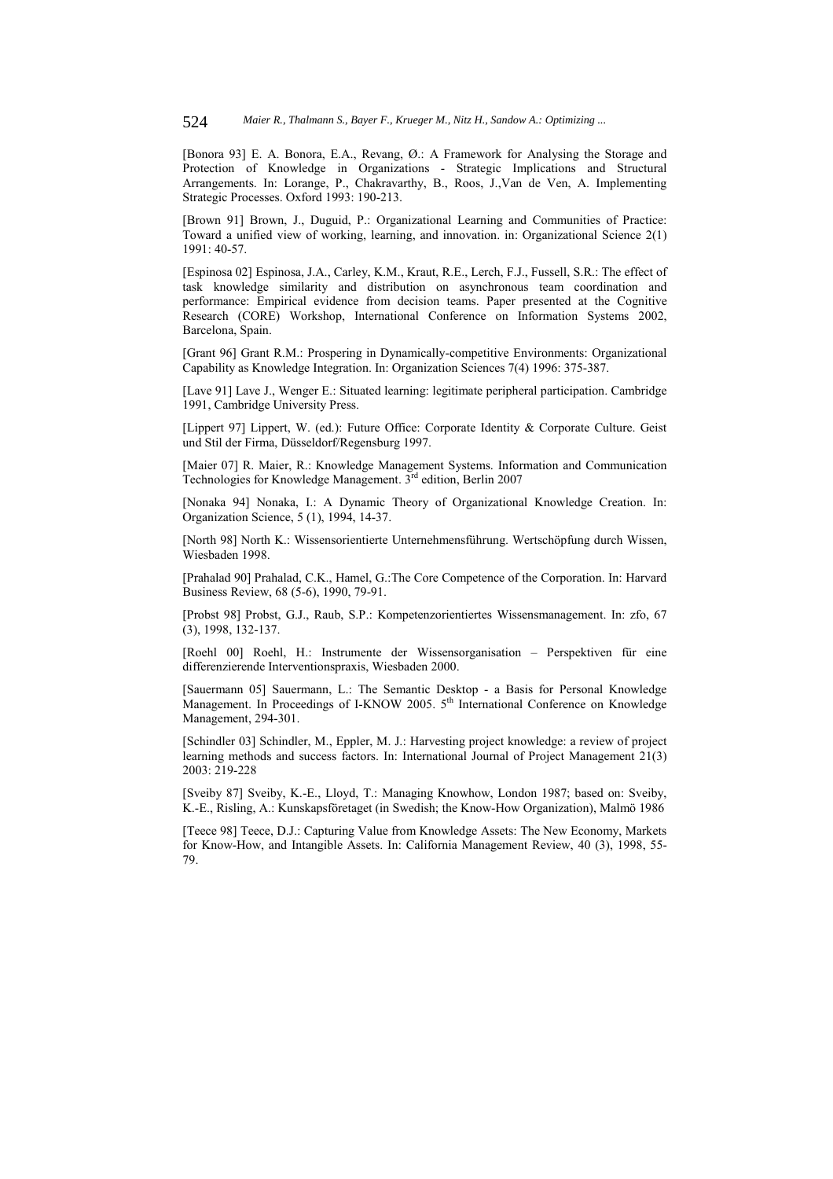[Bonora 93] E. A. Bonora, E.A., Revang, Ø.: A Framework for Analysing the Storage and Protection of Knowledge in Organizations - Strategic Implications and Structural Arrangements. In: Lorange, P., Chakravarthy, B., Roos, J.,Van de Ven, A. Implementing Strategic Processes. Oxford 1993: 190-213.

[Brown 91] Brown, J., Duguid, P.: Organizational Learning and Communities of Practice: Toward a unified view of working, learning, and innovation. in: Organizational Science 2(1) 1991: 40-57.

[Espinosa 02] Espinosa, J.A., Carley, K.M., Kraut, R.E., Lerch, F.J., Fussell, S.R.: The effect of task knowledge similarity and distribution on asynchronous team coordination and performance: Empirical evidence from decision teams. Paper presented at the Cognitive Research (CORE) Workshop, International Conference on Information Systems 2002, Barcelona, Spain.

[Grant 96] Grant R.M.: Prospering in Dynamically-competitive Environments: Organizational Capability as Knowledge Integration. In: Organization Sciences 7(4) 1996: 375-387.

[Lave 91] Lave J., Wenger E.: Situated learning: legitimate peripheral participation. Cambridge 1991, Cambridge University Press.

[Lippert 97] Lippert, W. (ed.): Future Office: Corporate Identity & Corporate Culture. Geist und Stil der Firma, Düsseldorf/Regensburg 1997.

[Maier 07] R. Maier, R.: Knowledge Management Systems. Information and Communication Technologies for Knowledge Management. 3rd edition, Berlin 2007

[Nonaka 94] Nonaka, I.: A Dynamic Theory of Organizational Knowledge Creation. In: Organization Science, 5 (1), 1994, 14-37.

[North 98] North K.: Wissensorientierte Unternehmensführung. Wertschöpfung durch Wissen, Wiesbaden 1998.

[Prahalad 90] Prahalad, C.K., Hamel, G.:The Core Competence of the Corporation. In: Harvard Business Review, 68 (5-6), 1990, 79-91.

[Probst 98] Probst, G.J., Raub, S.P.: Kompetenzorientiertes Wissensmanagement. In: zfo, 67 (3), 1998, 132-137.

[Roehl 00] Roehl, H.: Instrumente der Wissensorganisation – Perspektiven für eine differenzierende Interventionspraxis, Wiesbaden 2000.

[Sauermann 05] Sauermann, L.: The Semantic Desktop - a Basis for Personal Knowledge Management. In Proceedings of I-KNOW 2005. 5th International Conference on Knowledge Management, 294-301.

[Schindler 03] Schindler, M., Eppler, M. J.: Harvesting project knowledge: a review of project learning methods and success factors. In: International Journal of Project Management 21(3) 2003: 219-228

[Sveiby 87] Sveiby, K.-E., Lloyd, T.: Managing Knowhow, London 1987; based on: Sveiby, K.-E., Risling, A.: Kunskapsföretaget (in Swedish; the Know-How Organization), Malmö 1986

[Teece 98] Teece, D.J.: Capturing Value from Knowledge Assets: The New Economy, Markets for Know-How, and Intangible Assets. In: California Management Review, 40 (3), 1998, 55-79.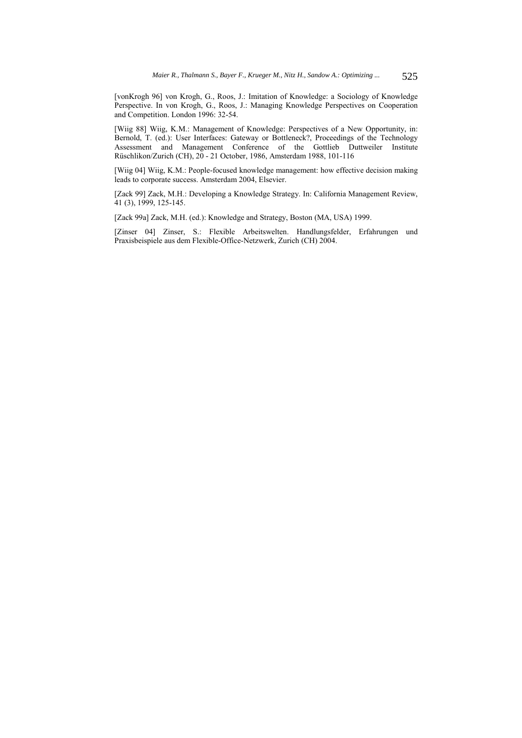[vonKrogh 96] von Krogh, G., Roos, J.: Imitation of Knowledge: a Sociology of Knowledge Perspective. In von Krogh, G., Roos, J.: Managing Knowledge Perspectives on Cooperation and Competition. London 1996: 32-54.

[Wiig 88] Wiig, K.M.: Management of Knowledge: Perspectives of a New Opportunity, in: Bernold, T. (ed.): User Interfaces: Gateway or Bottleneck?, Proceedings of the Technology Assessment and Management Conference of the Gottlieb Duttweiler Institute Rüschlikon/Zurich (CH), 20 - 21 October, 1986, Amsterdam 1988, 101-116

[Wiig 04] Wiig, K.M.: People-focused knowledge management: how effective decision making leads to corporate success. Amsterdam 2004, Elsevier.

[Zack 99] Zack, M.H.: Developing a Knowledge Strategy. In: California Management Review, 41 (3), 1999, 125-145.

[Zack 99a] Zack, M.H. (ed.): Knowledge and Strategy, Boston (MA, USA) 1999.

[Zinser 04] Zinser, S.: Flexible Arbeitswelten. Handlungsfelder, Erfahrungen und Praxisbeispiele aus dem Flexible-Office-Netzwerk, Zurich (CH) 2004.